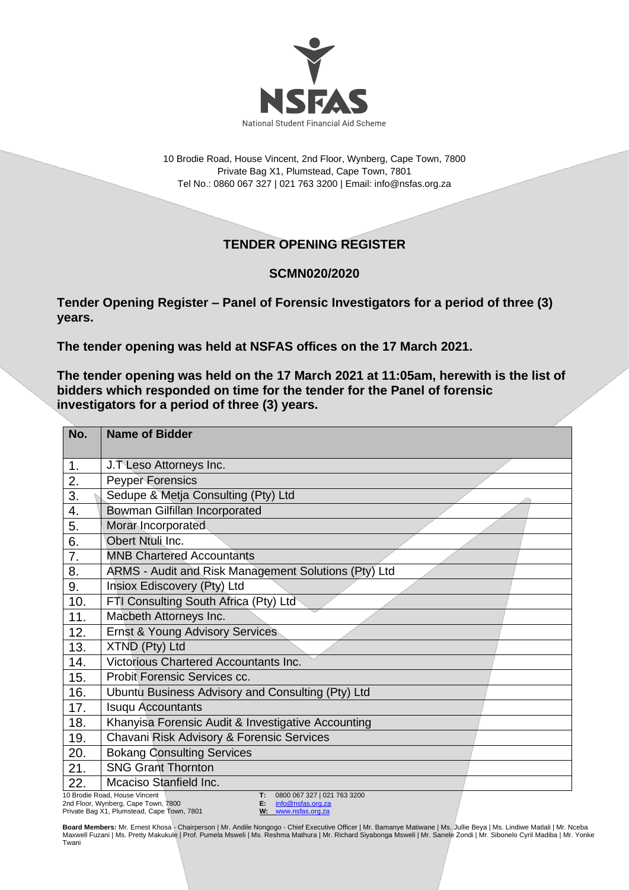NSFAS

National Student Financial Aid Scheme

10 Brodie Road, House Vincent, 2nd Floor, Wynberg, Cape Town, 7800
Private Bag X1, Plumstead, Cape Town, 7801
Tel No.: 0860 067 327 | 021 763 3200 | Email: info@nsfas.org.za

## TENDER OPENING REGISTER

## SCMN020/2020

**Tender Opening Register – Panel of Forensic Investigators for a period of three (3) years.**

**The tender opening was held at NSFAS offices on the 17 March 2021.**

**The tender opening was held on the 17 March 2021 at 11:05am, herewith is the list of bidders which responded on time for the tender for the Panel of forensic investigators for a period of three (3) years.**

| No. | Name of Bidder |
|---|---|
| 1. | J.T Leso Attorneys Inc. |
| 2. | Peyper Forensics |
| 3. | Sedupe & Metja Consulting (Pty) Ltd |
| 4. | Bowman Gilfillan Incorporated |
| 5. | Morar Incorporated |
| 6. | Obert Ntuli Inc. |
| 7. | MNB Chartered Accountants |
| 8. | ARMS - Audit and Risk Management Solutions (Pty) Ltd |
| 9. | Insiox Ediscovery (Pty) Ltd |
| 10. | FTI Consulting South Africa (Pty) Ltd |
| 11. | Macbeth Attorneys Inc. |
| 12. | Ernst & Young Advisory Services |
| 13. | XTND (Pty) Ltd |
| 14. | Victorious Chartered Accountants Inc. |
| 15. | Probit Forensic Services cc. |
| 16. | Ubuntu Business Advisory and Consulting (Pty) Ltd |
| 17. | Isuqu Accountants |
| 18. | Khanyisa Forensic Audit & Investigative Accounting |
| 19. | Chavani Risk Advisory & Forensic Services |
| 20. | Bokang Consulting Services |
| 21. | SNG Grant Thornton |
| 22. | Mcaciso Stanfield Inc. |

10 Brodie Road, House Vincent
2nd Floor, Wynberg, Cape Town, 7800
Private Bag X1, Plumstead, Cape Town, 7801

**T:** 0800 067 327 | 021 763 3200
**E:** info@nsfas.org.za
**W:** www.nsfas.org.za

**Board Members:** Mr. Ernest Khosa - Chairperson | Mr. Andile Nongogo - Chief Executive Officer | Mr. Bamanye Matiwane | Ms. Jullie Beya | Ms. Lindiwe Matlali | Mr. Nceba Maxwell Fuzani | Ms. Pretty Makukule | Prof. Pumela Msweli | Ms. Reshma Mathura | Mr. Richard Siyabonga Msweli | Mr. Sanele Zondi | Mr. Sibonelo Cyril Madiba | Mr. Yonke Twani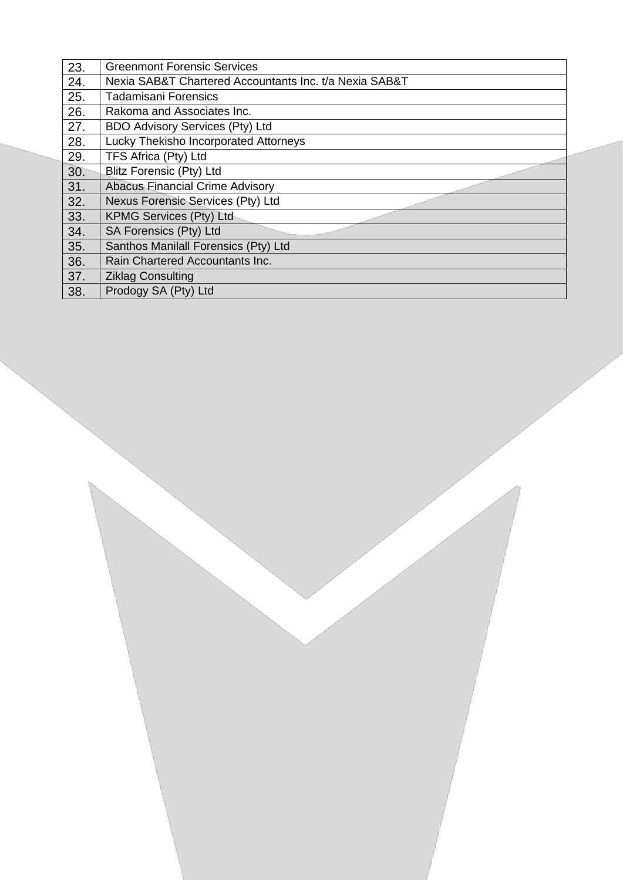| | |
|---|---|
| 23. | Greenmont Forensic Services |
| 24. | Nexia SAB&T Chartered Accountants Inc. t/a Nexia SAB&T |
| 25. | Tadamisani Forensics |
| 26. | Rakoma and Associates Inc. |
| 27. | BDO Advisory Services (Pty) Ltd |
| 28. | Lucky Thekisho Incorporated Attorneys |
| 29. | TFS Africa (Pty) Ltd |
| 30. | Blitz Forensic (Pty) Ltd |
| 31. | Abacus Financial Crime Advisory |
| 32. | Nexus Forensic Services (Pty) Ltd |
| 33. | KPMG Services (Pty) Ltd |
| 34. | SA Forensics (Pty) Ltd |
| 35. | Santhos Manilall Forensics (Pty) Ltd |
| 36. | Rain Chartered Accountants Inc. |
| 37. | Ziklag Consulting |
| 38. | Prodogy SA (Pty) Ltd |